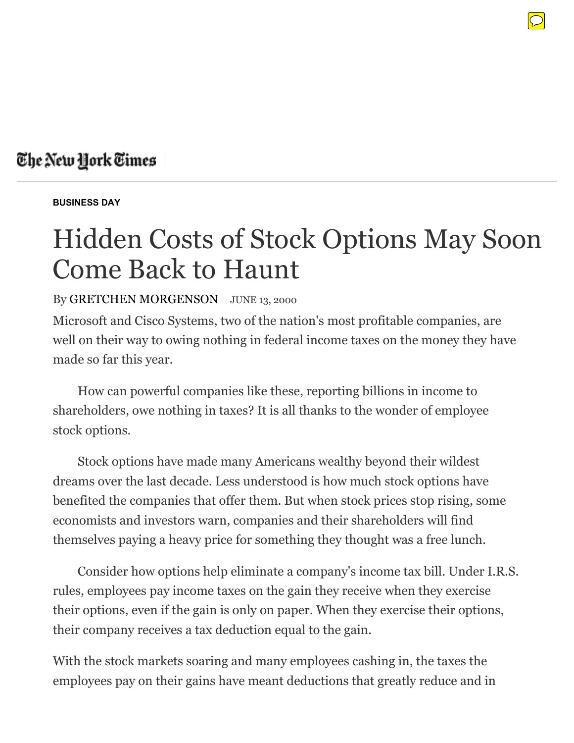The New York Times

BUSINESS DAY

# Hidden Costs of Stock Options May Soon Come Back to Haunt

By GRETCHEN MORGENSON JUNE 13, 2000

Microsoft and Cisco Systems, two of the nation's most profitable companies, are well on their way to owing nothing in federal income taxes on the money they have made so far this year.

How can powerful companies like these, reporting billions in income to shareholders, owe nothing in taxes? It is all thanks to the wonder of employee stock options.

Stock options have made many Americans wealthy beyond their wildest dreams over the last decade. Less understood is how much stock options have benefited the companies that offer them. But when stock prices stop rising, some economists and investors warn, companies and their shareholders will find themselves paying a heavy price for something they thought was a free lunch.

Consider how options help eliminate a company's income tax bill. Under I.R.S. rules, employees pay income taxes on the gain they receive when they exercise their options, even if the gain is only on paper. When they exercise their options, their company receives a tax deduction equal to the gain.

With the stock markets soaring and many employees cashing in, the taxes the employees pay on their gains have meant deductions that greatly reduce and in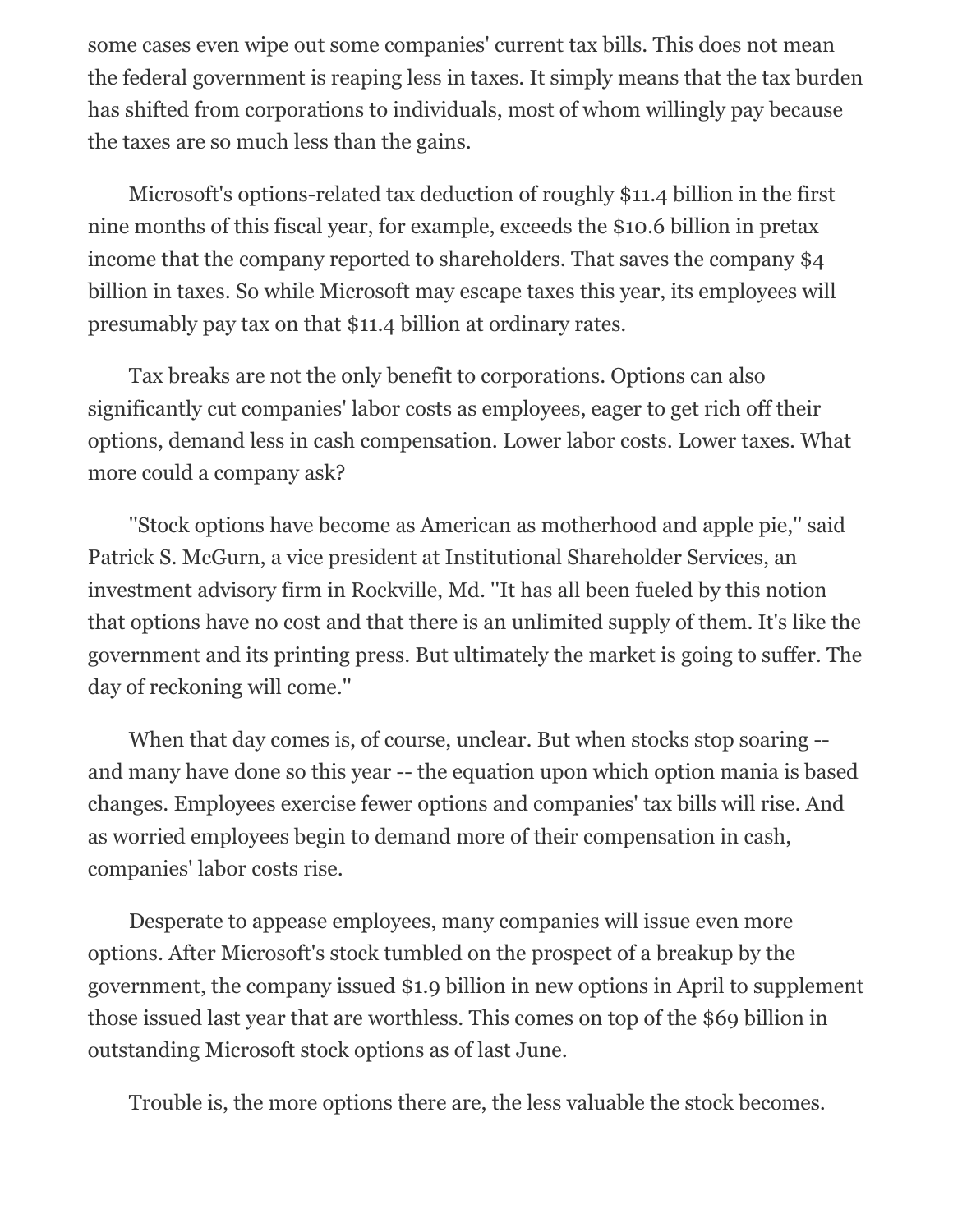some cases even wipe out some companies' current tax bills. This does not mean the federal government is reaping less in taxes. It simply means that the tax burden has shifted from corporations to individuals, most of whom willingly pay because the taxes are so much less than the gains.

Microsoft's options-related tax deduction of roughly $11.4 billion in the first nine months of this fiscal year, for example, exceeds the $10.6 billion in pretax income that the company reported to shareholders. That saves the company $4 billion in taxes. So while Microsoft may escape taxes this year, its employees will presumably pay tax on that $11.4 billion at ordinary rates.

Tax breaks are not the only benefit to corporations. Options can also significantly cut companies' labor costs as employees, eager to get rich off their options, demand less in cash compensation. Lower labor costs. Lower taxes. What more could a company ask?

"Stock options have become as American as motherhood and apple pie," said Patrick S. McGurn, a vice president at Institutional Shareholder Services, an investment advisory firm in Rockville, Md. "It has all been fueled by this notion that options have no cost and that there is an unlimited supply of them. It's like the government and its printing press. But ultimately the market is going to suffer. The day of reckoning will come."

When that day comes is, of course, unclear. But when stocks stop soaring -- and many have done so this year -- the equation upon which option mania is based changes. Employees exercise fewer options and companies' tax bills will rise. And as worried employees begin to demand more of their compensation in cash, companies' labor costs rise.

Desperate to appease employees, many companies will issue even more options. After Microsoft's stock tumbled on the prospect of a breakup by the government, the company issued $1.9 billion in new options in April to supplement those issued last year that are worthless. This comes on top of the $69 billion in outstanding Microsoft stock options as of last June.

Trouble is, the more options there are, the less valuable the stock becomes.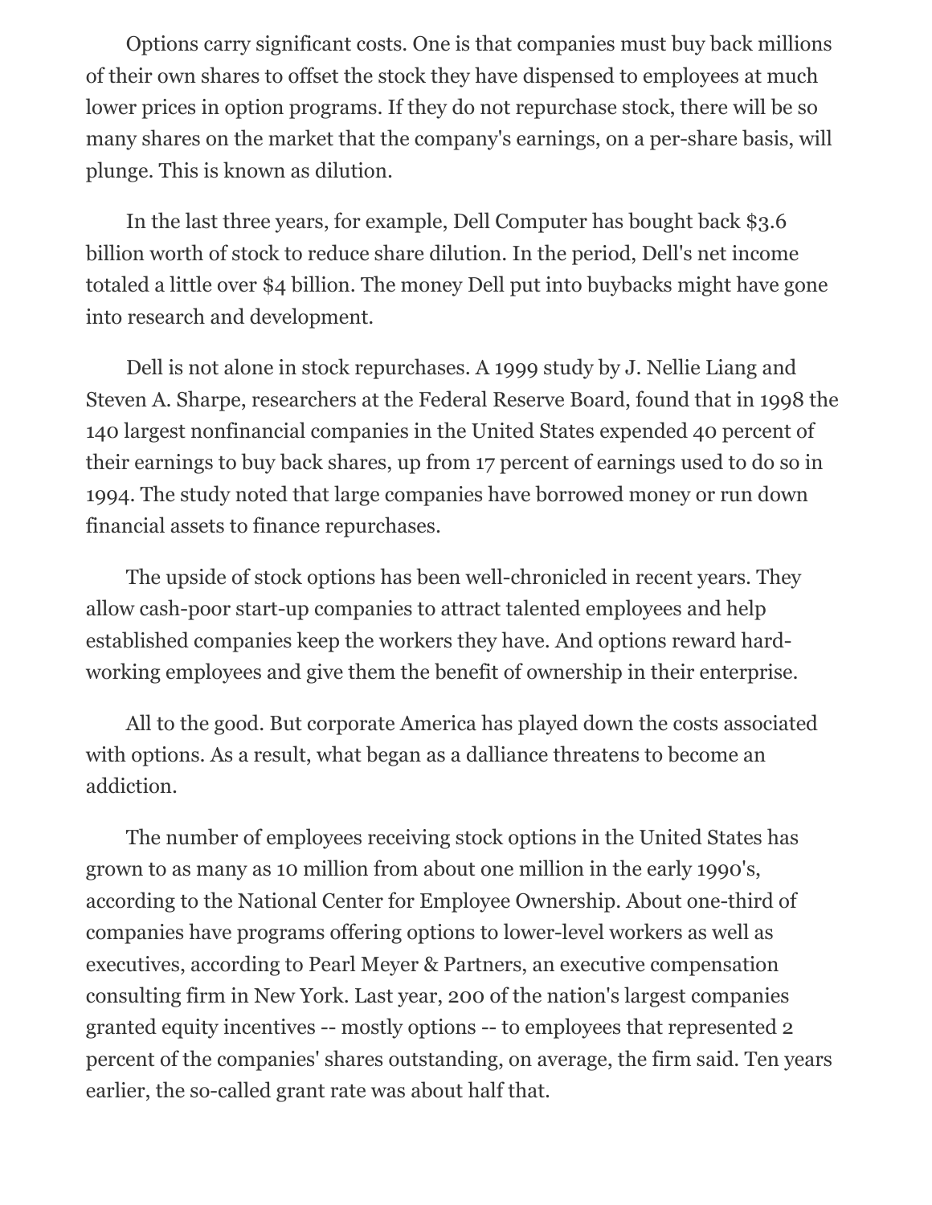Options carry significant costs. One is that companies must buy back millions of their own shares to offset the stock they have dispensed to employees at much lower prices in option programs. If they do not repurchase stock, there will be so many shares on the market that the company's earnings, on a per-share basis, will plunge. This is known as dilution.

In the last three years, for example, Dell Computer has bought back $3.6 billion worth of stock to reduce share dilution. In the period, Dell's net income totaled a little over $4 billion. The money Dell put into buybacks might have gone into research and development.

Dell is not alone in stock repurchases. A 1999 study by J. Nellie Liang and Steven A. Sharpe, researchers at the Federal Reserve Board, found that in 1998 the 140 largest nonfinancial companies in the United States expended 40 percent of their earnings to buy back shares, up from 17 percent of earnings used to do so in 1994. The study noted that large companies have borrowed money or run down financial assets to finance repurchases.

The upside of stock options has been well-chronicled in recent years. They allow cash-poor start-up companies to attract talented employees and help established companies keep the workers they have. And options reward hard-working employees and give them the benefit of ownership in their enterprise.

All to the good. But corporate America has played down the costs associated with options. As a result, what began as a dalliance threatens to become an addiction.

The number of employees receiving stock options in the United States has grown to as many as 10 million from about one million in the early 1990's, according to the National Center for Employee Ownership. About one-third of companies have programs offering options to lower-level workers as well as executives, according to Pearl Meyer & Partners, an executive compensation consulting firm in New York. Last year, 200 of the nation's largest companies granted equity incentives -- mostly options -- to employees that represented 2 percent of the companies' shares outstanding, on average, the firm said. Ten years earlier, the so-called grant rate was about half that.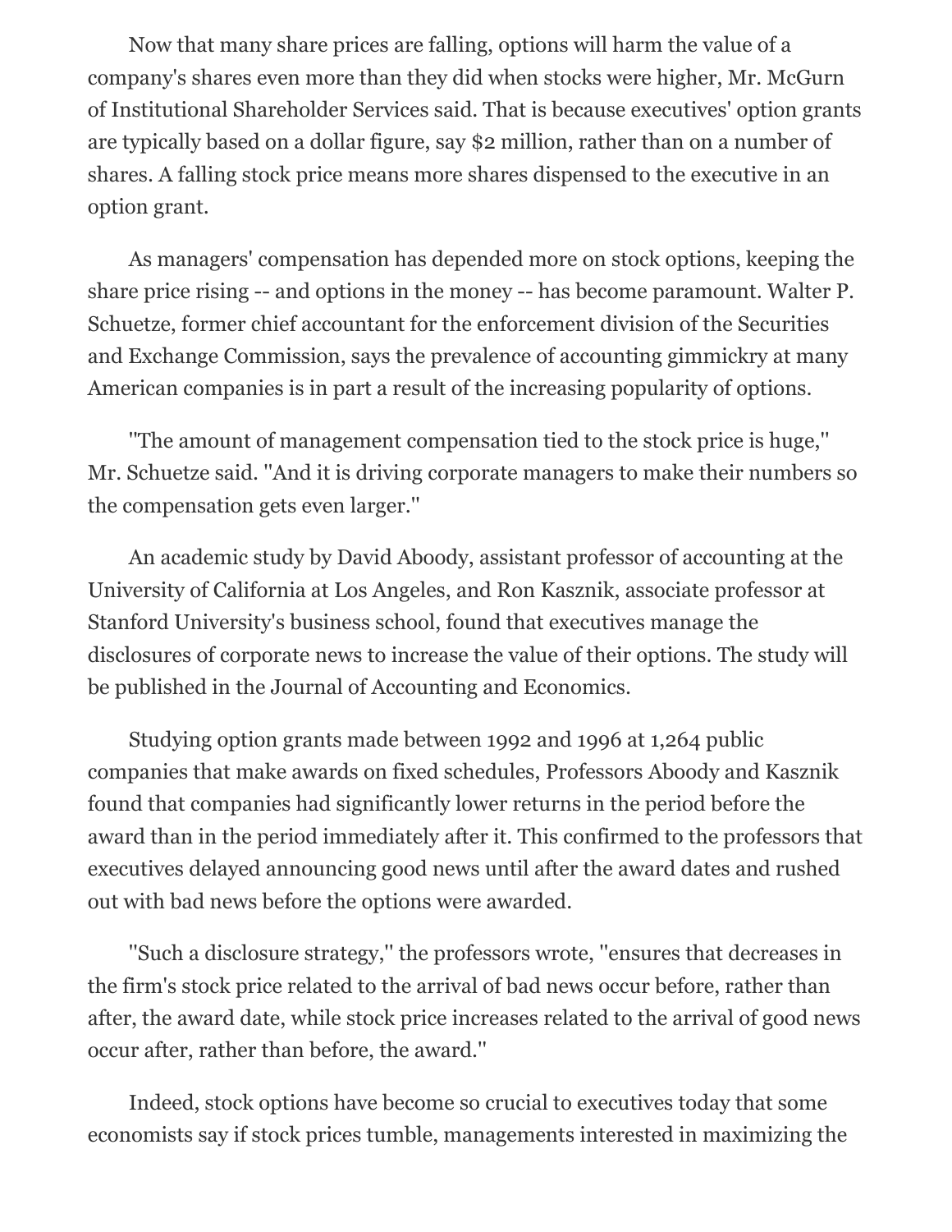Now that many share prices are falling, options will harm the value of a company's shares even more than they did when stocks were higher, Mr. McGurn of Institutional Shareholder Services said. That is because executives' option grants are typically based on a dollar figure, say $2 million, rather than on a number of shares. A falling stock price means more shares dispensed to the executive in an option grant.

As managers' compensation has depended more on stock options, keeping the share price rising -- and options in the money -- has become paramount. Walter P. Schuetze, former chief accountant for the enforcement division of the Securities and Exchange Commission, says the prevalence of accounting gimmickry at many American companies is in part a result of the increasing popularity of options.

''The amount of management compensation tied to the stock price is huge,'' Mr. Schuetze said. ''And it is driving corporate managers to make their numbers so the compensation gets even larger.''

An academic study by David Aboody, assistant professor of accounting at the University of California at Los Angeles, and Ron Kasznik, associate professor at Stanford University's business school, found that executives manage the disclosures of corporate news to increase the value of their options. The study will be published in the Journal of Accounting and Economics.

Studying option grants made between 1992 and 1996 at 1,264 public companies that make awards on fixed schedules, Professors Aboody and Kasznik found that companies had significantly lower returns in the period before the award than in the period immediately after it. This confirmed to the professors that executives delayed announcing good news until after the award dates and rushed out with bad news before the options were awarded.

''Such a disclosure strategy,'' the professors wrote, ''ensures that decreases in the firm's stock price related to the arrival of bad news occur before, rather than after, the award date, while stock price increases related to the arrival of good news occur after, rather than before, the award.''

Indeed, stock options have become so crucial to executives today that some economists say if stock prices tumble, managements interested in maximizing the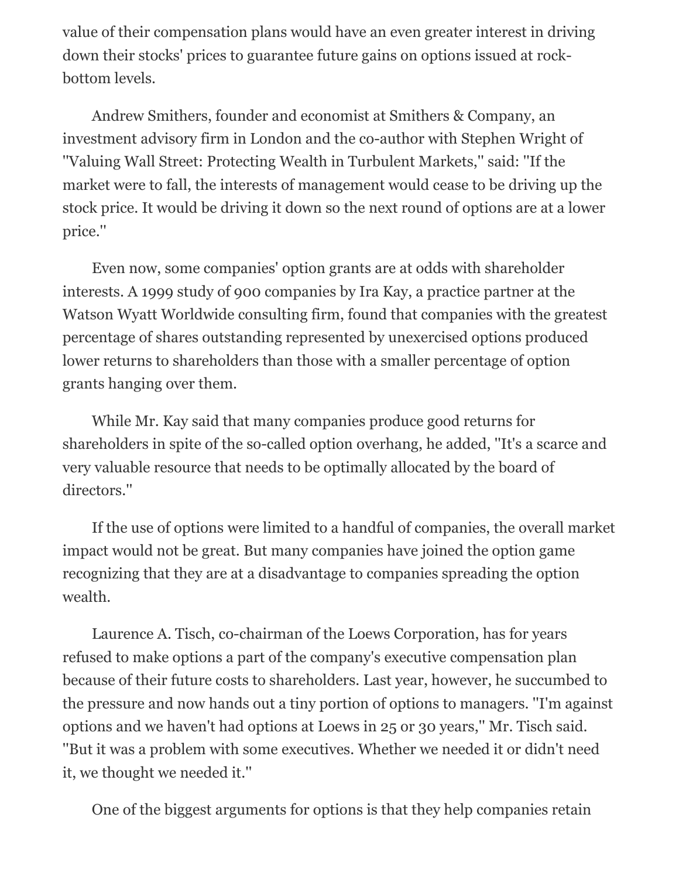value of their compensation plans would have an even greater interest in driving down their stocks' prices to guarantee future gains on options issued at rock-bottom levels.

Andrew Smithers, founder and economist at Smithers & Company, an investment advisory firm in London and the co-author with Stephen Wright of ''Valuing Wall Street: Protecting Wealth in Turbulent Markets,'' said: ''If the market were to fall, the interests of management would cease to be driving up the stock price. It would be driving it down so the next round of options are at a lower price.''

Even now, some companies' option grants are at odds with shareholder interests. A 1999 study of 900 companies by Ira Kay, a practice partner at the Watson Wyatt Worldwide consulting firm, found that companies with the greatest percentage of shares outstanding represented by unexercised options produced lower returns to shareholders than those with a smaller percentage of option grants hanging over them.

While Mr. Kay said that many companies produce good returns for shareholders in spite of the so-called option overhang, he added, ''It's a scarce and very valuable resource that needs to be optimally allocated by the board of directors.''

If the use of options were limited to a handful of companies, the overall market impact would not be great. But many companies have joined the option game recognizing that they are at a disadvantage to companies spreading the option wealth.

Laurence A. Tisch, co-chairman of the Loews Corporation, has for years refused to make options a part of the company's executive compensation plan because of their future costs to shareholders. Last year, however, he succumbed to the pressure and now hands out a tiny portion of options to managers. ''I'm against options and we haven't had options at Loews in 25 or 30 years,'' Mr. Tisch said. ''But it was a problem with some executives. Whether we needed it or didn't need it, we thought we needed it.''

One of the biggest arguments for options is that they help companies retain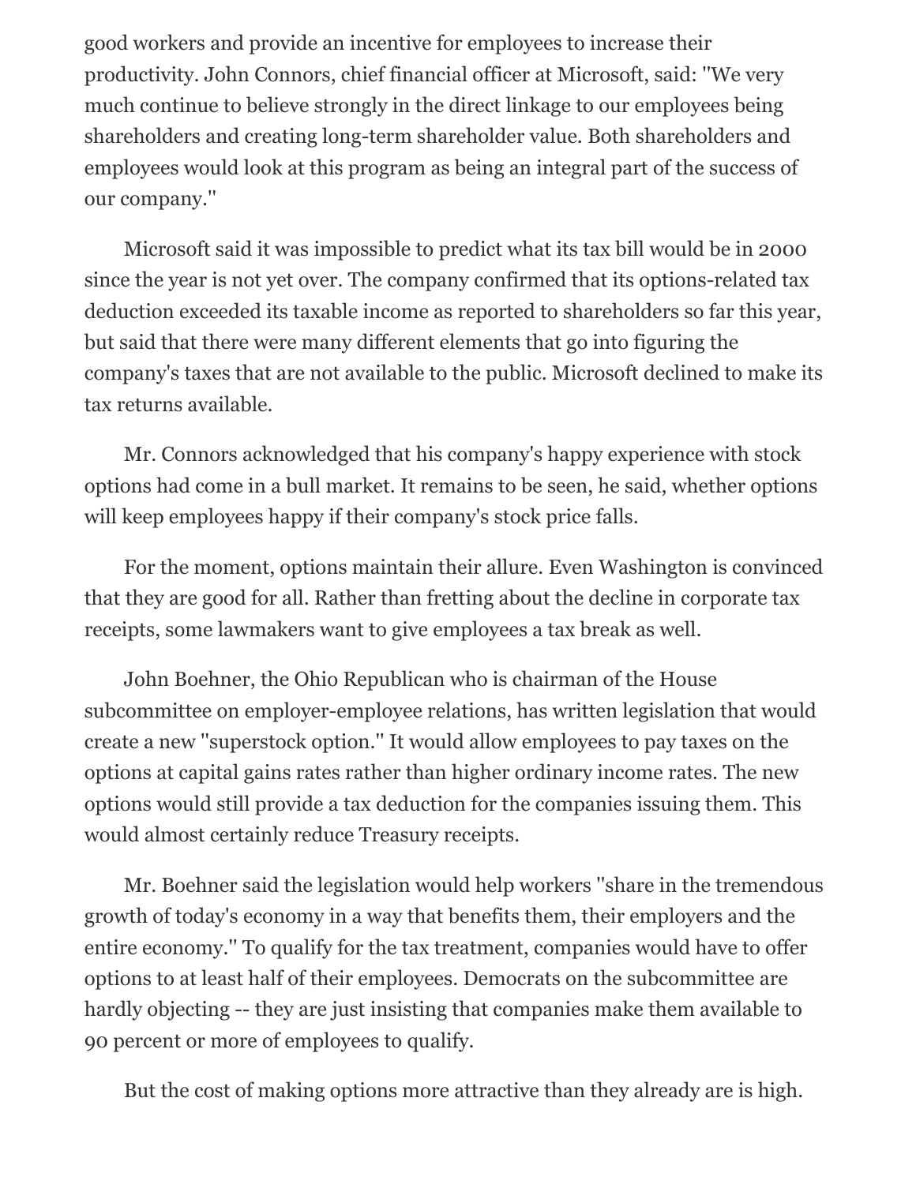good workers and provide an incentive for employees to increase their productivity. John Connors, chief financial officer at Microsoft, said: ''We very much continue to believe strongly in the direct linkage to our employees being shareholders and creating long-term shareholder value. Both shareholders and employees would look at this program as being an integral part of the success of our company.''

Microsoft said it was impossible to predict what its tax bill would be in 2000 since the year is not yet over. The company confirmed that its options-related tax deduction exceeded its taxable income as reported to shareholders so far this year, but said that there were many different elements that go into figuring the company's taxes that are not available to the public. Microsoft declined to make its tax returns available.

Mr. Connors acknowledged that his company's happy experience with stock options had come in a bull market. It remains to be seen, he said, whether options will keep employees happy if their company's stock price falls.

For the moment, options maintain their allure. Even Washington is convinced that they are good for all. Rather than fretting about the decline in corporate tax receipts, some lawmakers want to give employees a tax break as well.

John Boehner, the Ohio Republican who is chairman of the House subcommittee on employer-employee relations, has written legislation that would create a new ''superstock option.'' It would allow employees to pay taxes on the options at capital gains rates rather than higher ordinary income rates. The new options would still provide a tax deduction for the companies issuing them. This would almost certainly reduce Treasury receipts.

Mr. Boehner said the legislation would help workers ''share in the tremendous growth of today's economy in a way that benefits them, their employers and the entire economy.'' To qualify for the tax treatment, companies would have to offer options to at least half of their employees. Democrats on the subcommittee are hardly objecting -- they are just insisting that companies make them available to 90 percent or more of employees to qualify.

But the cost of making options more attractive than they already are is high.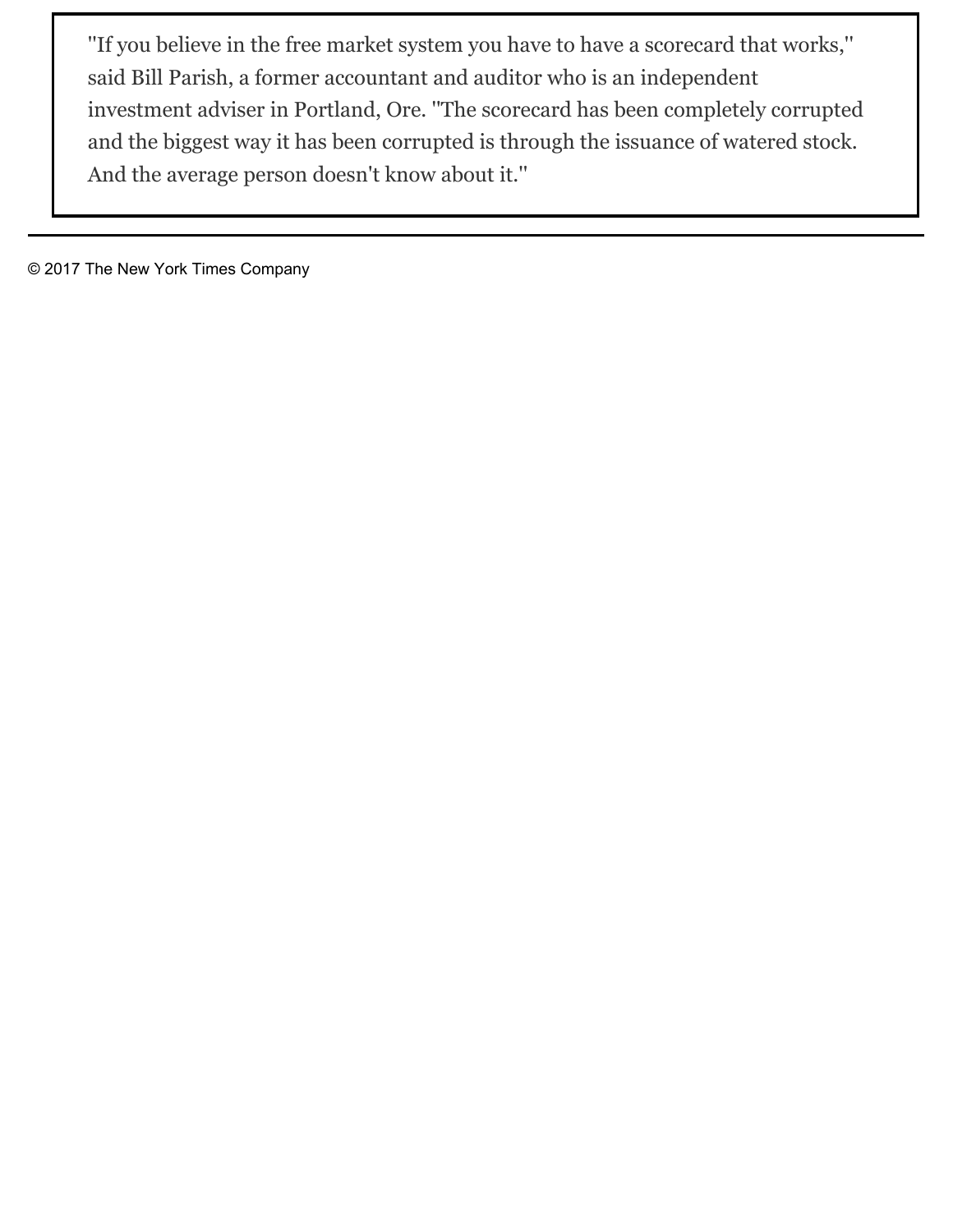"If you believe in the free market system you have to have a scorecard that works," said Bill Parish, a former accountant and auditor who is an independent investment adviser in Portland, Ore. "The scorecard has been completely corrupted and the biggest way it has been corrupted is through the issuance of watered stock. And the average person doesn't know about it."

© 2017 The New York Times Company